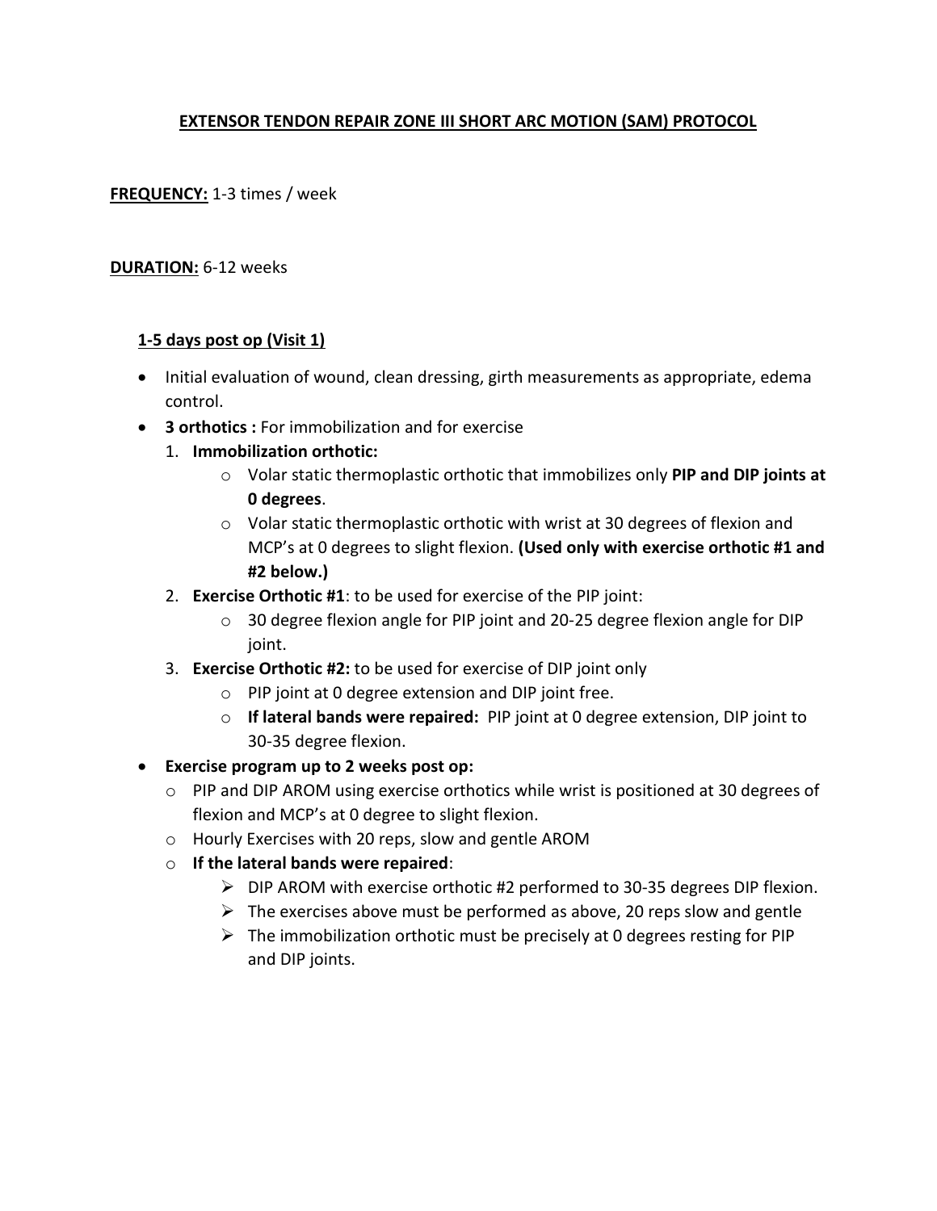# EXTENSOR TENDON REPAIR ZONE III SHORT ARC MOTION (SAM) PROTOCOL

**FREQUENCY:** 1-3 times / week

**DURATION:** 6-12 weeks

## 1-5 days post op (Visit 1)

- Initial evaluation of wound, clean dressing, girth measurements as appropriate, edema control.
- **3 orthotics :** For immobilization and for exercise
  1. **Immobilization orthotic:**
     - Volar static thermoplastic orthotic that immobilizes only **PIP and DIP joints at 0 degrees**.
     - Volar static thermoplastic orthotic with wrist at 30 degrees of flexion and MCP's at 0 degrees to slight flexion. **(Used only with exercise orthotic #1 and #2 below.)**
  2. **Exercise Orthotic #1**: to be used for exercise of the PIP joint:
     - 30 degree flexion angle for PIP joint and 20-25 degree flexion angle for DIP joint.
  3. **Exercise Orthotic #2:** to be used for exercise of DIP joint only
     - PIP joint at 0 degree extension and DIP joint free.
     - **If lateral bands were repaired:** PIP joint at 0 degree extension, DIP joint to 30-35 degree flexion.
- **Exercise program up to 2 weeks post op:**
  - PIP and DIP AROM using exercise orthotics while wrist is positioned at 30 degrees of flexion and MCP's at 0 degree to slight flexion.
  - Hourly Exercises with 20 reps, slow and gentle AROM
  - **If the lateral bands were repaired**:
    - DIP AROM with exercise orthotic #2 performed to 30-35 degrees DIP flexion.
    - The exercises above must be performed as above, 20 reps slow and gentle
    - The immobilization orthotic must be precisely at 0 degrees resting for PIP and DIP joints.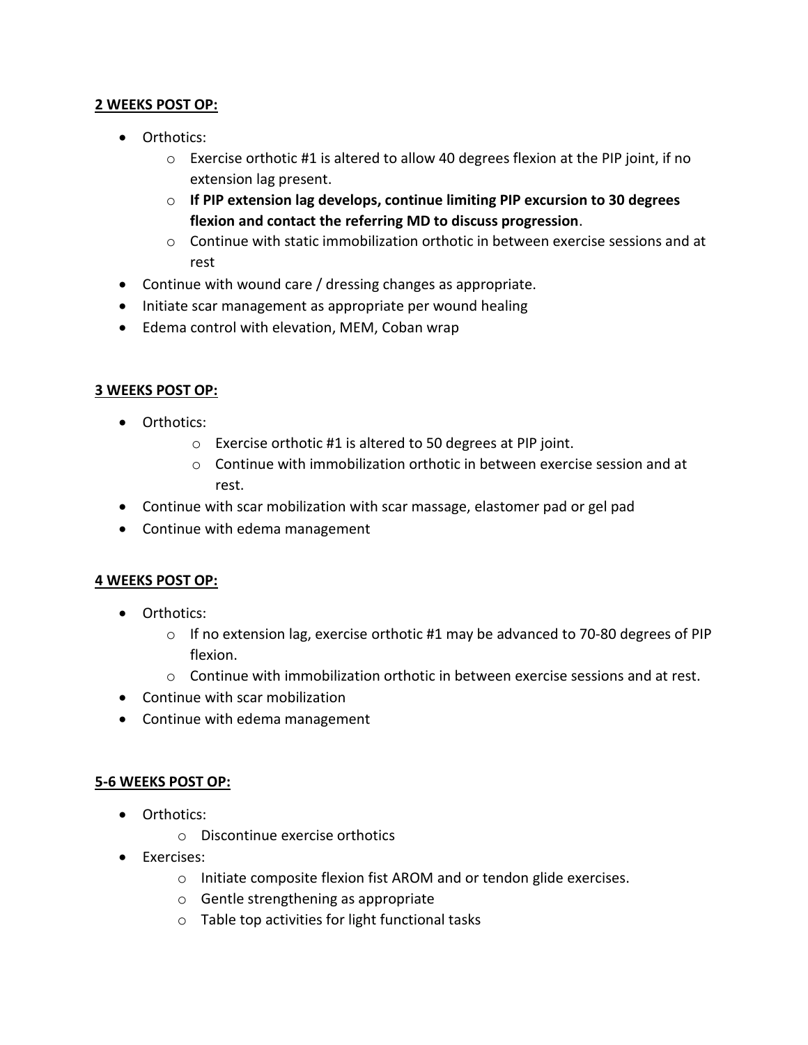**2 WEEKS POST OP:**

- Orthotics:
    - Exercise orthotic #1 is altered to allow 40 degrees flexion at the PIP joint, if no extension lag present.
    - **If PIP extension lag develops, continue limiting PIP excursion to 30 degrees flexion and contact the referring MD to discuss progression**.
    - Continue with static immobilization orthotic in between exercise sessions and at rest
- Continue with wound care / dressing changes as appropriate.
- Initiate scar management as appropriate per wound healing
- Edema control with elevation, MEM, Coban wrap

**3 WEEKS POST OP:**

- Orthotics:
    - Exercise orthotic #1 is altered to 50 degrees at PIP joint.
    - Continue with immobilization orthotic in between exercise session and at rest.
- Continue with scar mobilization with scar massage, elastomer pad or gel pad
- Continue with edema management

**4 WEEKS POST OP:**

- Orthotics:
    - If no extension lag, exercise orthotic #1 may be advanced to 70-80 degrees of PIP flexion.
    - Continue with immobilization orthotic in between exercise sessions and at rest.
- Continue with scar mobilization
- Continue with edema management

**5-6 WEEKS POST OP:**

- Orthotics:
    - Discontinue exercise orthotics
- Exercises:
    - Initiate composite flexion fist AROM and or tendon glide exercises.
    - Gentle strengthening as appropriate
    - Table top activities for light functional tasks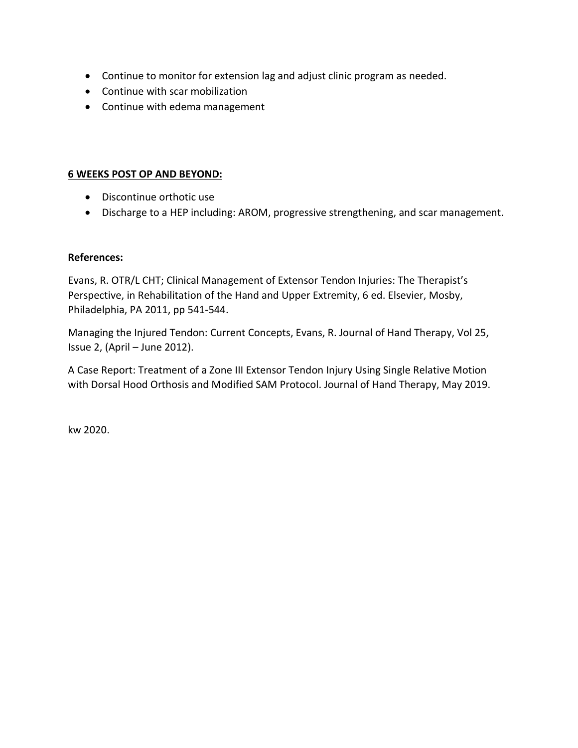- Continue to monitor for extension lag and adjust clinic program as needed.
- Continue with scar mobilization
- Continue with edema management

**6 WEEKS POST OP AND BEYOND:**

- Discontinue orthotic use
- Discharge to a HEP including: AROM, progressive strengthening, and scar management.

**References:**

Evans, R. OTR/L CHT; Clinical Management of Extensor Tendon Injuries: The Therapist's Perspective, in Rehabilitation of the Hand and Upper Extremity, 6 ed. Elsevier, Mosby, Philadelphia, PA 2011, pp 541-544.

Managing the Injured Tendon: Current Concepts, Evans, R. Journal of Hand Therapy, Vol 25, Issue 2, (April – June 2012).

A Case Report: Treatment of a Zone III Extensor Tendon Injury Using Single Relative Motion with Dorsal Hood Orthosis and Modified SAM Protocol. Journal of Hand Therapy, May 2019.

kw 2020.